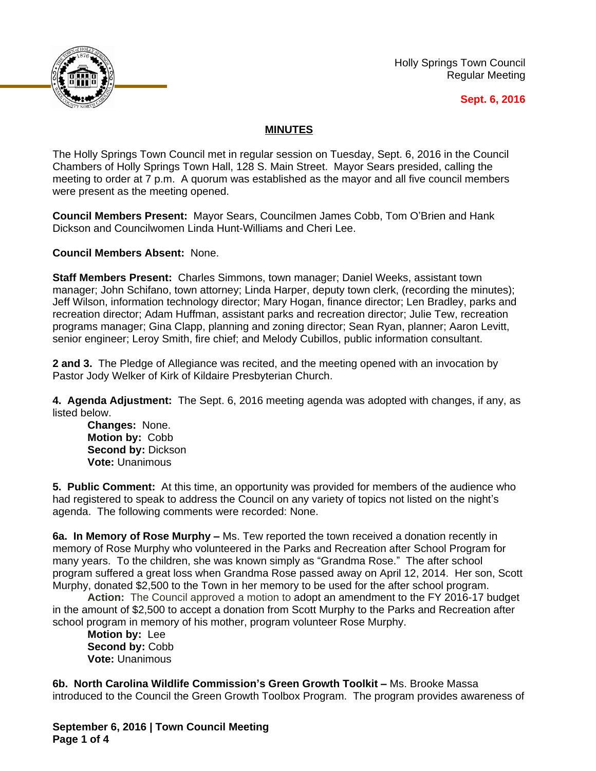Holly Springs Town Council
Regular Meeting

**Sept. 6, 2016**

## MINUTES

The Holly Springs Town Council met in regular session on Tuesday, Sept. 6, 2016 in the Council Chambers of Holly Springs Town Hall, 128 S. Main Street. Mayor Sears presided, calling the meeting to order at 7 p.m. A quorum was established as the mayor and all five council members were present as the meeting opened.

**Council Members Present:** Mayor Sears, Councilmen James Cobb, Tom O'Brien and Hank Dickson and Councilwomen Linda Hunt-Williams and Cheri Lee.

**Council Members Absent:** None.

**Staff Members Present:** Charles Simmons, town manager; Daniel Weeks, assistant town manager; John Schifano, town attorney; Linda Harper, deputy town clerk, (recording the minutes); Jeff Wilson, information technology director; Mary Hogan, finance director; Len Bradley, parks and recreation director; Adam Huffman, assistant parks and recreation director; Julie Tew, recreation programs manager; Gina Clapp, planning and zoning director; Sean Ryan, planner; Aaron Levitt, senior engineer; Leroy Smith, fire chief; and Melody Cubillos, public information consultant.

**2 and 3.** The Pledge of Allegiance was recited, and the meeting opened with an invocation by Pastor Jody Welker of Kirk of Kildaire Presbyterian Church.

**4. Agenda Adjustment:** The Sept. 6, 2016 meeting agenda was adopted with changes, if any, as listed below.

**Changes:** None.
**Motion by:** Cobb
**Second by:** Dickson
**Vote:** Unanimous

**5. Public Comment:** At this time, an opportunity was provided for members of the audience who had registered to speak to address the Council on any variety of topics not listed on the night's agenda. The following comments were recorded: None.

**6a. In Memory of Rose Murphy –** Ms. Tew reported the town received a donation recently in memory of Rose Murphy who volunteered in the Parks and Recreation after School Program for many years. To the children, she was known simply as "Grandma Rose." The after school program suffered a great loss when Grandma Rose passed away on April 12, 2014. Her son, Scott Murphy, donated $2,500 to the Town in her memory to be used for the after school program.

**Action:** The Council approved a motion to adopt an amendment to the FY 2016-17 budget in the amount of $2,500 to accept a donation from Scott Murphy to the Parks and Recreation after school program in memory of his mother, program volunteer Rose Murphy.

**Motion by:** Lee
**Second by:** Cobb
**Vote:** Unanimous

**6b. North Carolina Wildlife Commission's Green Growth Toolkit –** Ms. Brooke Massa introduced to the Council the Green Growth Toolbox Program. The program provides awareness of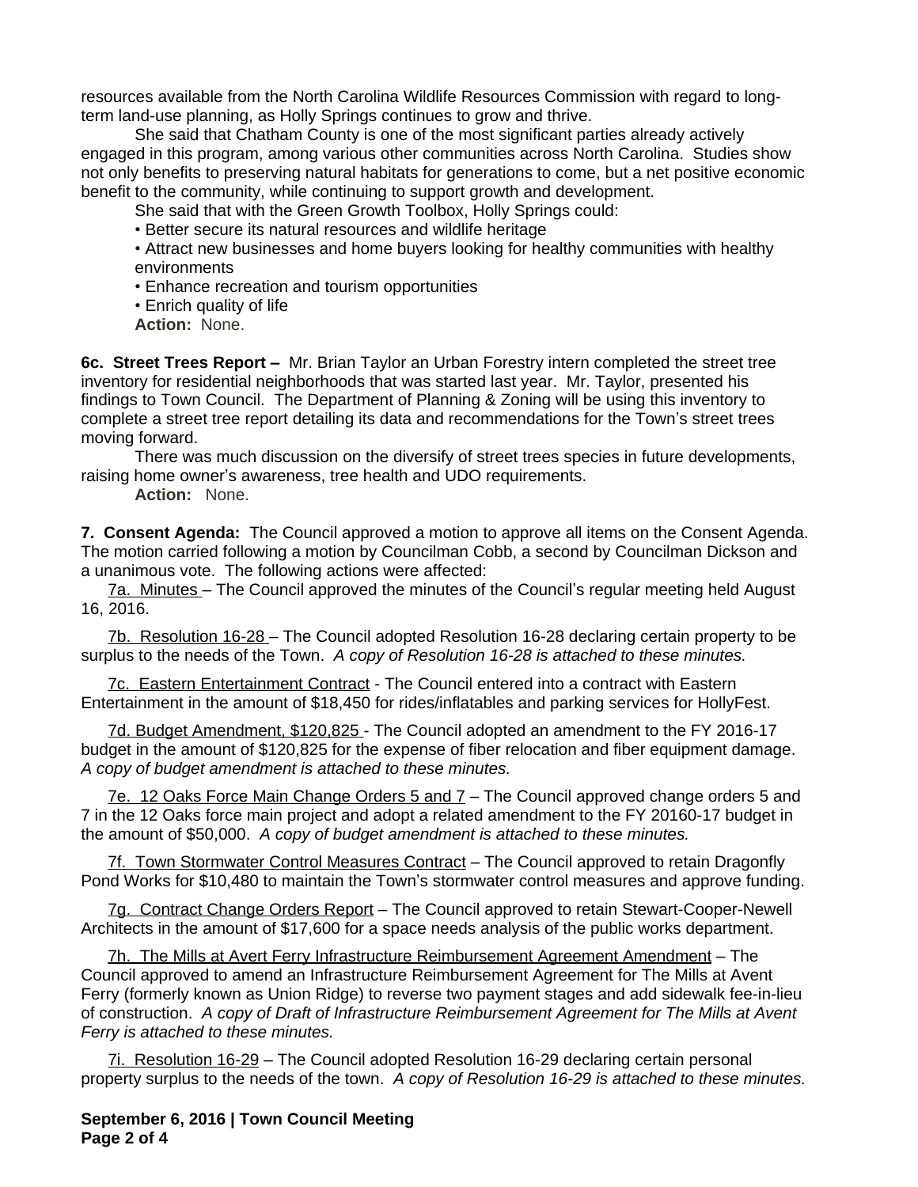resources available from the North Carolina Wildlife Resources Commission with regard to long-term land-use planning, as Holly Springs continues to grow and thrive.

She said that Chatham County is one of the most significant parties already actively engaged in this program, among various other communities across North Carolina. Studies show not only benefits to preserving natural habitats for generations to come, but a net positive economic benefit to the community, while continuing to support growth and development.

She said that with the Green Growth Toolbox, Holly Springs could:

- Better secure its natural resources and wildlife heritage
- Attract new businesses and home buyers looking for healthy communities with healthy environments
- Enhance recreation and tourism opportunities
- Enrich quality of life

**Action:** None.

**6c. Street Trees Report –** Mr. Brian Taylor an Urban Forestry intern completed the street tree inventory for residential neighborhoods that was started last year. Mr. Taylor, presented his findings to Town Council. The Department of Planning & Zoning will be using this inventory to complete a street tree report detailing its data and recommendations for the Town's street trees moving forward.

There was much discussion on the diversify of street trees species in future developments, raising home owner's awareness, tree health and UDO requirements.

**Action:** None.

**7. Consent Agenda:** The Council approved a motion to approve all items on the Consent Agenda. The motion carried following a motion by Councilman Cobb, a second by Councilman Dickson and a unanimous vote. The following actions were affected:

7a. Minutes – The Council approved the minutes of the Council's regular meeting held August 16, 2016.

7b. Resolution 16-28 – The Council adopted Resolution 16-28 declaring certain property to be surplus to the needs of the Town. *A copy of Resolution 16-28 is attached to these minutes.*

7c. Eastern Entertainment Contract - The Council entered into a contract with Eastern Entertainment in the amount of $18,450 for rides/inflatables and parking services for HollyFest.

7d. Budget Amendment, $120,825 - The Council adopted an amendment to the FY 2016-17 budget in the amount of $120,825 for the expense of fiber relocation and fiber equipment damage. *A copy of budget amendment is attached to these minutes.*

7e. 12 Oaks Force Main Change Orders 5 and 7 – The Council approved change orders 5 and 7 in the 12 Oaks force main project and adopt a related amendment to the FY 20160-17 budget in the amount of $50,000. *A copy of budget amendment is attached to these minutes.*

7f. Town Stormwater Control Measures Contract – The Council approved to retain Dragonfly Pond Works for $10,480 to maintain the Town's stormwater control measures and approve funding.

7g. Contract Change Orders Report – The Council approved to retain Stewart-Cooper-Newell Architects in the amount of $17,600 for a space needs analysis of the public works department.

7h. The Mills at Avert Ferry Infrastructure Reimbursement Agreement Amendment – The Council approved to amend an Infrastructure Reimbursement Agreement for The Mills at Avent Ferry (formerly known as Union Ridge) to reverse two payment stages and add sidewalk fee-in-lieu of construction. *A copy of Draft of Infrastructure Reimbursement Agreement for The Mills at Avent Ferry is attached to these minutes.*

7i. Resolution 16-29 – The Council adopted Resolution 16-29 declaring certain personal property surplus to the needs of the town. *A copy of Resolution 16-29 is attached to these minutes.*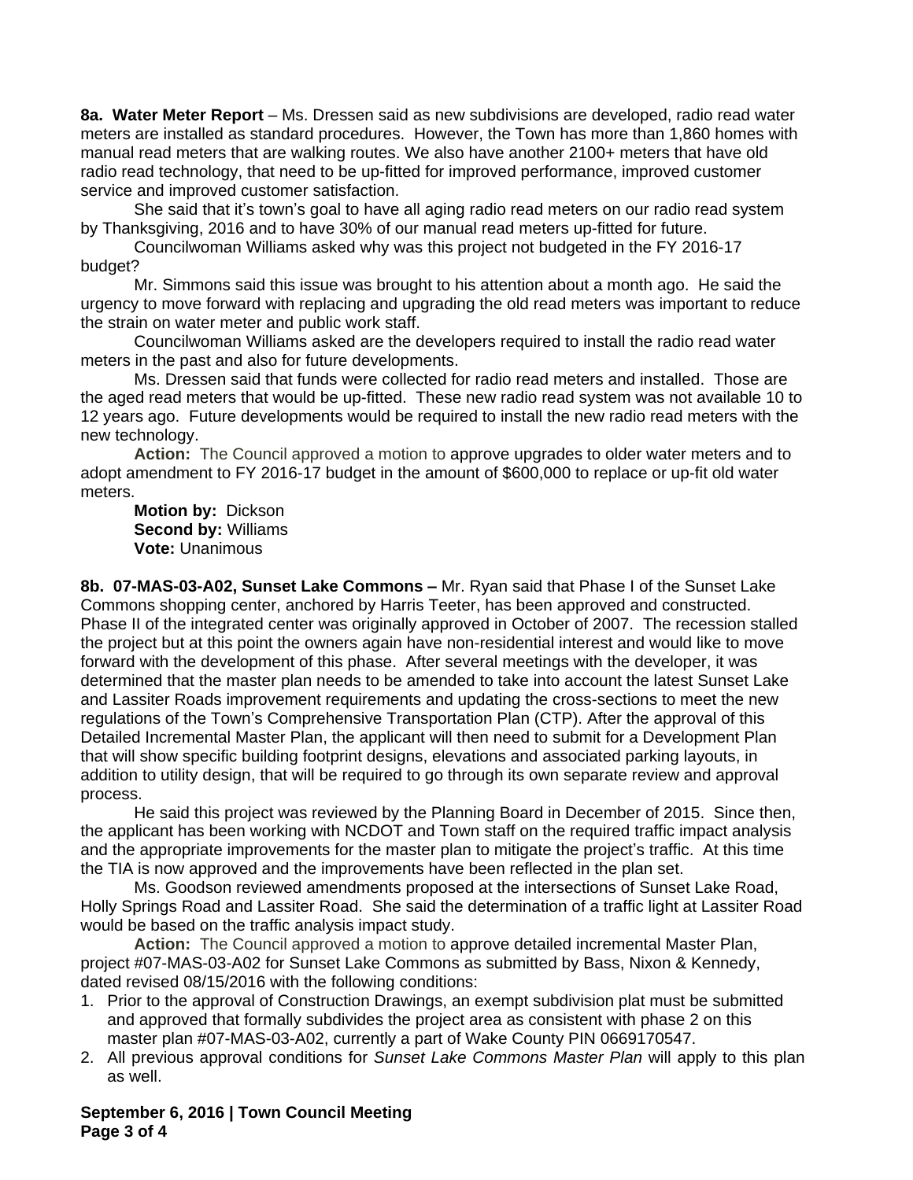**8a. Water Meter Report** – Ms. Dressen said as new subdivisions are developed, radio read water meters are installed as standard procedures. However, the Town has more than 1,860 homes with manual read meters that are walking routes. We also have another 2100+ meters that have old radio read technology, that need to be up-fitted for improved performance, improved customer service and improved customer satisfaction.

She said that it's town's goal to have all aging radio read meters on our radio read system by Thanksgiving, 2016 and to have 30% of our manual read meters up-fitted for future.

Councilwoman Williams asked why was this project not budgeted in the FY 2016-17 budget?

Mr. Simmons said this issue was brought to his attention about a month ago. He said the urgency to move forward with replacing and upgrading the old read meters was important to reduce the strain on water meter and public work staff.

Councilwoman Williams asked are the developers required to install the radio read water meters in the past and also for future developments.

Ms. Dressen said that funds were collected for radio read meters and installed. Those are the aged read meters that would be up-fitted. These new radio read system was not available 10 to 12 years ago. Future developments would be required to install the new radio read meters with the new technology.

**Action:** The Council approved a motion to approve upgrades to older water meters and to adopt amendment to FY 2016-17 budget in the amount of $600,000 to replace or up-fit old water meters.

**Motion by:** Dickson
**Second by:** Williams
**Vote:** Unanimous

**8b. 07-MAS-03-A02, Sunset Lake Commons –** Mr. Ryan said that Phase I of the Sunset Lake Commons shopping center, anchored by Harris Teeter, has been approved and constructed. Phase II of the integrated center was originally approved in October of 2007. The recession stalled the project but at this point the owners again have non-residential interest and would like to move forward with the development of this phase. After several meetings with the developer, it was determined that the master plan needs to be amended to take into account the latest Sunset Lake and Lassiter Roads improvement requirements and updating the cross-sections to meet the new regulations of the Town's Comprehensive Transportation Plan (CTP). After the approval of this Detailed Incremental Master Plan, the applicant will then need to submit for a Development Plan that will show specific building footprint designs, elevations and associated parking layouts, in addition to utility design, that will be required to go through its own separate review and approval process.

He said this project was reviewed by the Planning Board in December of 2015. Since then, the applicant has been working with NCDOT and Town staff on the required traffic impact analysis and the appropriate improvements for the master plan to mitigate the project's traffic. At this time the TIA is now approved and the improvements have been reflected in the plan set.

Ms. Goodson reviewed amendments proposed at the intersections of Sunset Lake Road, Holly Springs Road and Lassiter Road. She said the determination of a traffic light at Lassiter Road would be based on the traffic analysis impact study.

**Action:** The Council approved a motion to approve detailed incremental Master Plan, project #07-MAS-03-A02 for Sunset Lake Commons as submitted by Bass, Nixon & Kennedy, dated revised 08/15/2016 with the following conditions:

1. Prior to the approval of Construction Drawings, an exempt subdivision plat must be submitted and approved that formally subdivides the project area as consistent with phase 2 on this master plan #07-MAS-03-A02, currently a part of Wake County PIN 0669170547.
2. All previous approval conditions for *Sunset Lake Commons Master Plan* will apply to this plan as well.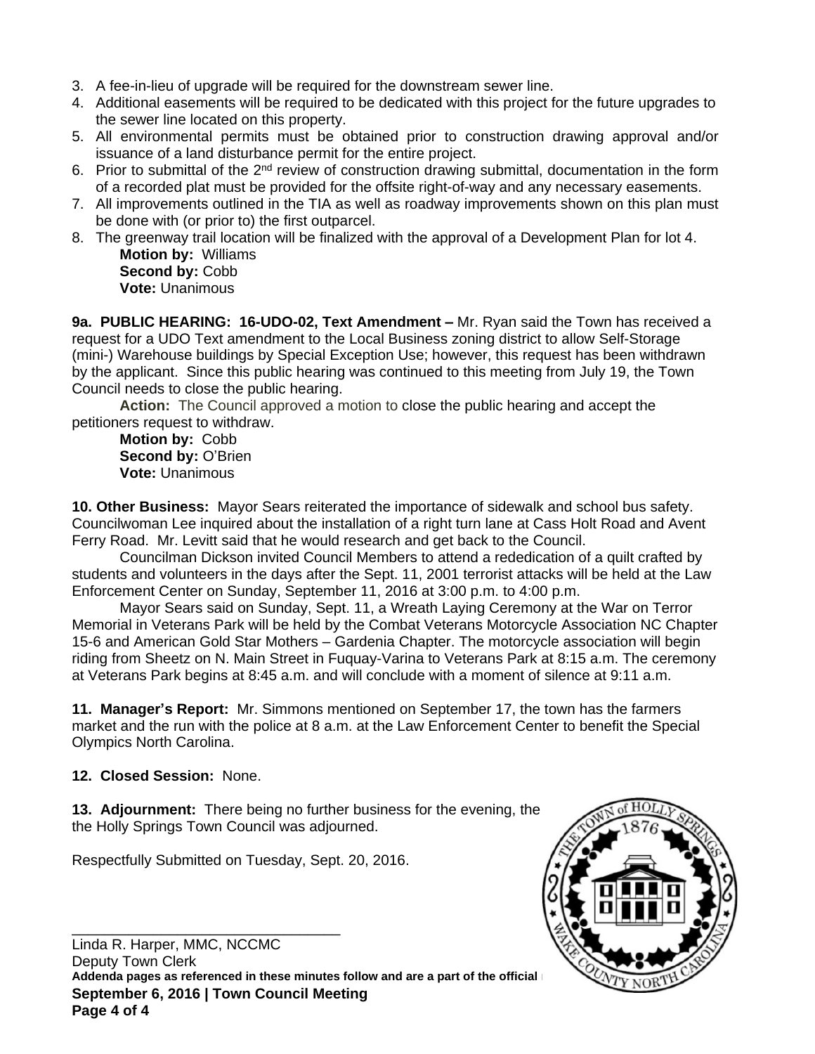3. A fee-in-lieu of upgrade will be required for the downstream sewer line.
4. Additional easements will be required to be dedicated with this project for the future upgrades to the sewer line located on this property.
5. All environmental permits must be obtained prior to construction drawing approval and/or issuance of a land disturbance permit for the entire project.
6. Prior to submittal of the 2nd review of construction drawing submittal, documentation in the form of a recorded plat must be provided for the offsite right-of-way and any necessary easements.
7. All improvements outlined in the TIA as well as roadway improvements shown on this plan must be done with (or prior to) the first outparcel.
8. The greenway trail location will be finalized with the approval of a Development Plan for lot 4.

**Motion by:** Williams
**Second by:** Cobb
**Vote:** Unanimous

**9a. PUBLIC HEARING: 16-UDO-02, Text Amendment –** Mr. Ryan said the Town has received a request for a UDO Text amendment to the Local Business zoning district to allow Self-Storage (mini-) Warehouse buildings by Special Exception Use; however, this request has been withdrawn by the applicant. Since this public hearing was continued to this meeting from July 19, the Town Council needs to close the public hearing.

**Action:** The Council approved a motion to close the public hearing and accept the petitioners request to withdraw.

**Motion by:** Cobb
**Second by:** O'Brien
**Vote:** Unanimous

**10. Other Business:** Mayor Sears reiterated the importance of sidewalk and school bus safety. Councilwoman Lee inquired about the installation of a right turn lane at Cass Holt Road and Avent Ferry Road. Mr. Levitt said that he would research and get back to the Council.

Councilman Dickson invited Council Members to attend a rededication of a quilt crafted by students and volunteers in the days after the Sept. 11, 2001 terrorist attacks will be held at the Law Enforcement Center on Sunday, September 11, 2016 at 3:00 p.m. to 4:00 p.m.

Mayor Sears said on Sunday, Sept. 11, a Wreath Laying Ceremony at the War on Terror Memorial in Veterans Park will be held by the Combat Veterans Motorcycle Association NC Chapter 15-6 and American Gold Star Mothers – Gardenia Chapter. The motorcycle association will begin riding from Sheetz on N. Main Street in Fuquay-Varina to Veterans Park at 8:15 a.m. The ceremony at Veterans Park begins at 8:45 a.m. and will conclude with a moment of silence at 9:11 a.m.

**11. Manager's Report:** Mr. Simmons mentioned on September 17, the town has the farmers market and the run with the police at 8 a.m. at the Law Enforcement Center to benefit the Special Olympics North Carolina.

**12. Closed Session:** None.

**13. Adjournment:** There being no further business for the evening, the the Holly Springs Town Council was adjourned.

Respectfully Submitted on Tuesday, Sept. 20, 2016.

\_\_\_\_\_\_\_\_\_\_\_\_\_\_\_\_\_\_\_\_\_\_\_\_\_\_\_\_\_\_\_\_\_\_
Linda R. Harper, MMC, NCCMC
Deputy Town Clerk

**Addenda pages as referenced in these minutes follow and are a part of the official**